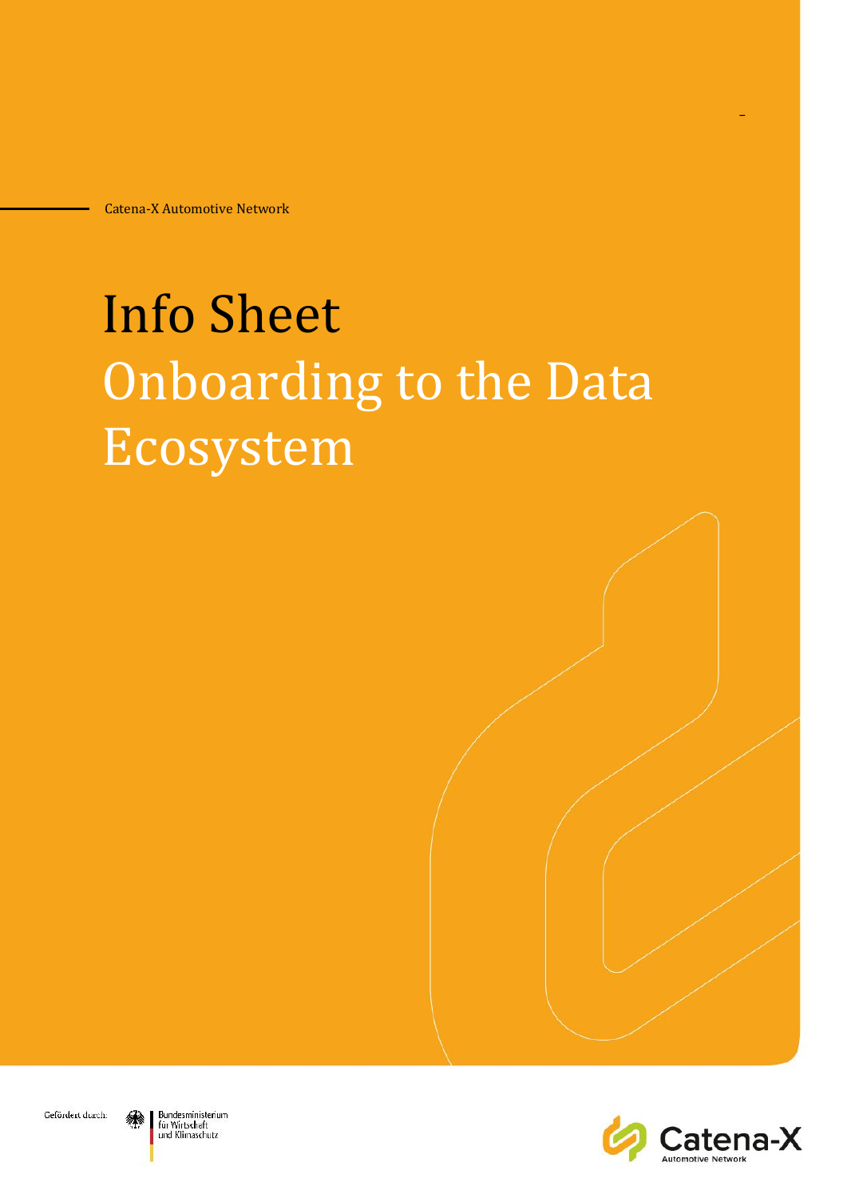Catena-X Automotive Network

# Info Sheet

## Onboarding to the Data Ecosystem

Gefördert durch:

Bundesministerium für Wirtschaft und Klimaschutz

Catena-X Automotive Network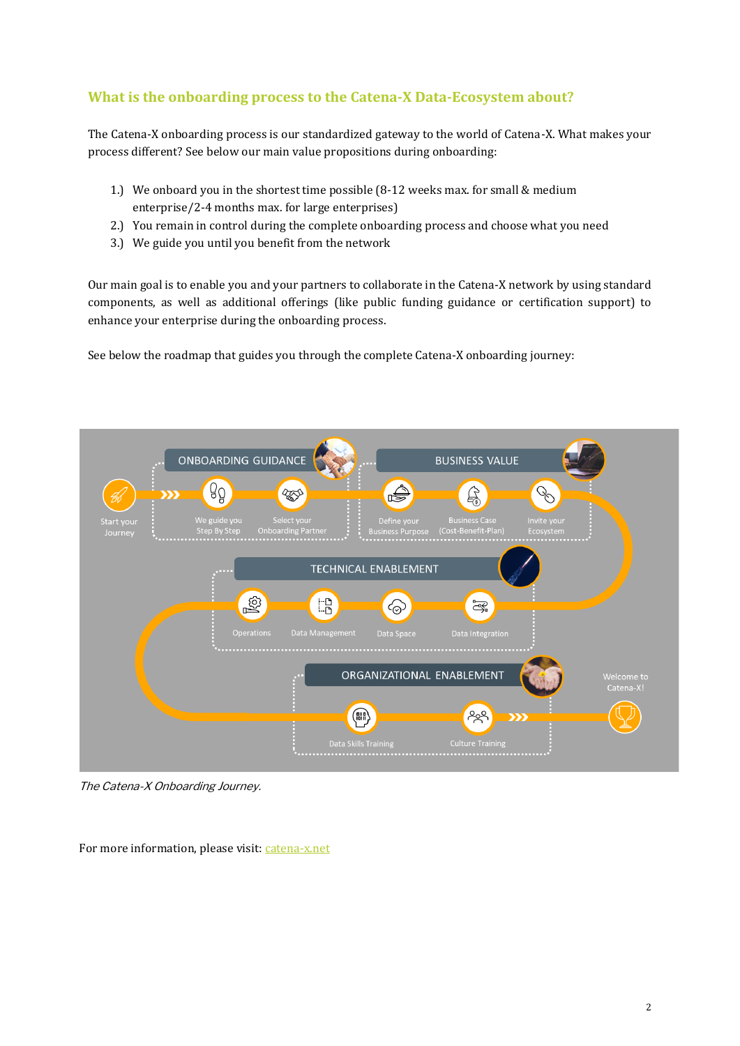## What is the onboarding process to the Catena-X Data-Ecosystem about?

The Catena-X onboarding process is our standardized gateway to the world of Catena-X. What makes your process different? See below our main value propositions during onboarding:

1.) We onboard you in the shortest time possible (8-12 weeks max. for small & medium enterprise/2-4 months max. for large enterprises)
2.) You remain in control during the complete onboarding process and choose what you need
3.) We guide you until you benefit from the network

Our main goal is to enable you and your partners to collaborate in the Catena-X network by using standard components, as well as additional offerings (like public funding guidance or certification support) to enhance your enterprise during the onboarding process.

See below the roadmap that guides you through the complete Catena-X onboarding journey:

*The Catena-X Onboarding Journey.*

For more information, please visit: [catena-x.net](catena-x.net)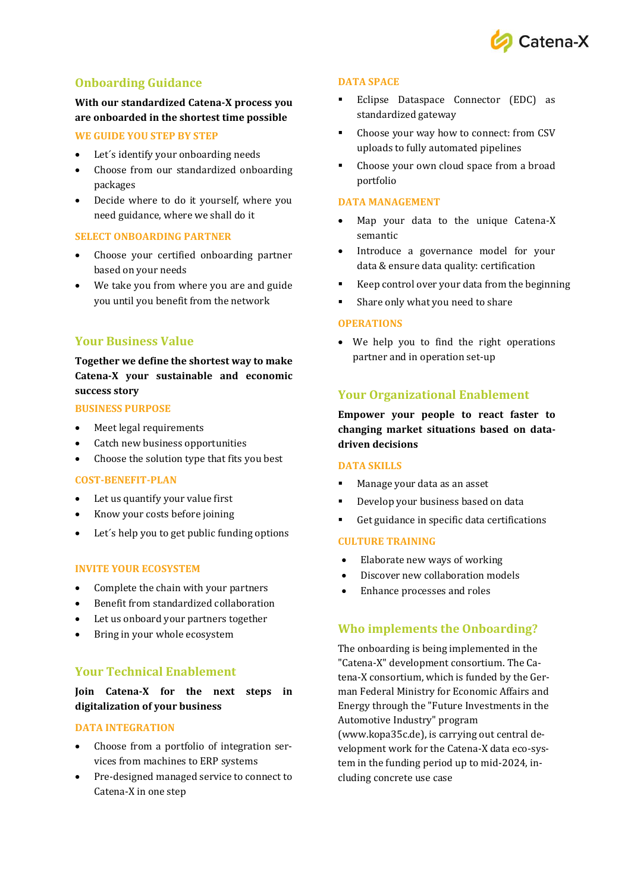## Onboarding Guidance

**With our standardized Catena-X process you are onboarded in the shortest time possible**

### WE GUIDE YOU STEP BY STEP

- Let´s identify your onboarding needs
- Choose from our standardized onboarding packages
- Decide where to do it yourself, where you need guidance, where we shall do it

### SELECT ONBOARDING PARTNER

- Choose your certified onboarding partner based on your needs
- We take you from where you are and guide you until you benefit from the network

## Your Business Value

**Together we define the shortest way to make Catena-X your sustainable and economic success story**

### BUSINESS PURPOSE

- Meet legal requirements
- Catch new business opportunities
- Choose the solution type that fits you best

### COST-BENEFIT-PLAN

- Let us quantify your value first
- Know your costs before joining
- Let´s help you to get public funding options

### INVITE YOUR ECOSYSTEM

- Complete the chain with your partners
- Benefit from standardized collaboration
- Let us onboard your partners together
- Bring in your whole ecosystem

## Your Technical Enablement

**Join Catena-X for the next steps in digitalization of your business**

### DATA INTEGRATION

- Choose from a portfolio of integration services from machines to ERP systems
- Pre-designed managed service to connect to Catena-X in one step

### DATA SPACE

- Eclipse Dataspace Connector (EDC) as standardized gateway
- Choose your way how to connect: from CSV uploads to fully automated pipelines
- Choose your own cloud space from a broad portfolio

### DATA MANAGEMENT

- Map your data to the unique Catena-X semantic
- Introduce a governance model for your data & ensure data quality: certification
- Keep control over your data from the beginning
- Share only what you need to share

### OPERATIONS

- We help you to find the right operations partner and in operation set-up

## Your Organizational Enablement

**Empower your people to react faster to changing market situations based on data-driven decisions**

### DATA SKILLS

- Manage your data as an asset
- Develop your business based on data
- Get guidance in specific data certifications

### CULTURE TRAINING

- Elaborate new ways of working
- Discover new collaboration models
- Enhance processes and roles

## Who implements the Onboarding?

The onboarding is being implemented in the "Catena-X" development consortium. The Catena-X consortium, which is funded by the German Federal Ministry for Economic Affairs and Energy through the "Future Investments in the Automotive Industry" program (www.kopa35c.de), is carrying out central development work for the Catena-X data eco-system in the funding period up to mid-2024, including concrete use case